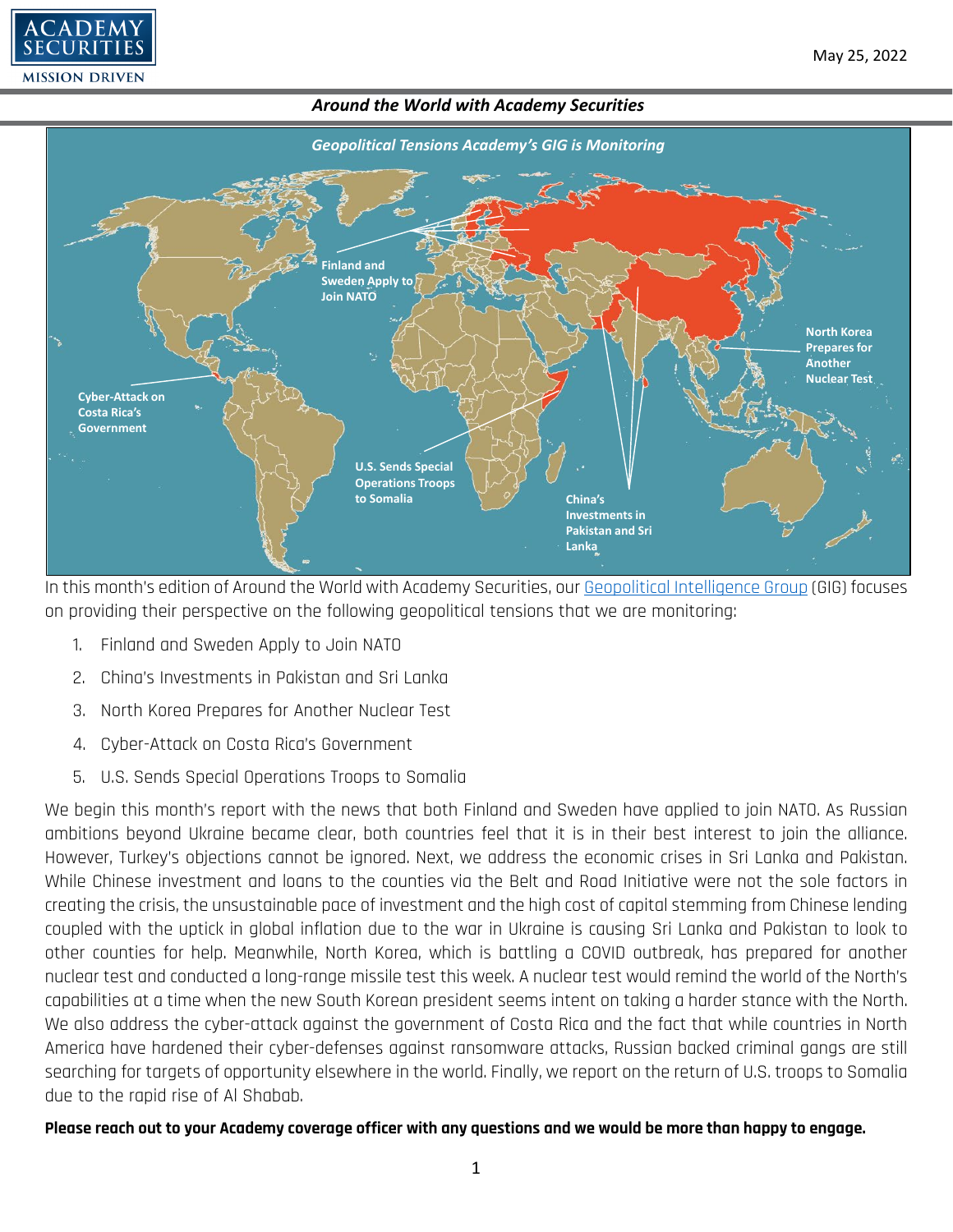May 25, 2022

## *Around the World with Academy Securities*

***Geopolitical Tensions Academy's GIG is Monitoring***

Finland and Sweden Apply to Join NATO

North Korea Prepares for Another Nuclear Test

Cyber-Attack on Costa Rica's Government

U.S. Sends Special Operations Troops to Somalia

China's Investments in Pakistan and Sri Lanka

In this month's edition of Around the World with Academy Securities, our [Geopolitical Intelligence Group](#) (GIG) focuses on providing their perspective on the following geopolitical tensions that we are monitoring:

1. Finland and Sweden Apply to Join NATO
2. China's Investments in Pakistan and Sri Lanka
3. North Korea Prepares for Another Nuclear Test
4. Cyber-Attack on Costa Rica's Government
5. U.S. Sends Special Operations Troops to Somalia

We begin this month's report with the news that both Finland and Sweden have applied to join NATO. As Russian ambitions beyond Ukraine became clear, both countries feel that it is in their best interest to join the alliance. However, Turkey's objections cannot be ignored. Next, we address the economic crises in Sri Lanka and Pakistan. While Chinese investment and loans to the counties via the Belt and Road Initiative were not the sole factors in creating the crisis, the unsustainable pace of investment and the high cost of capital stemming from Chinese lending coupled with the uptick in global inflation due to the war in Ukraine is causing Sri Lanka and Pakistan to look to other counties for help. Meanwhile, North Korea, which is battling a COVID outbreak, has prepared for another nuclear test and conducted a long-range missile test this week. A nuclear test would remind the world of the North's capabilities at a time when the new South Korean president seems intent on taking a harder stance with the North. We also address the cyber-attack against the government of Costa Rica and the fact that while countries in North America have hardened their cyber-defenses against ransomware attacks, Russian backed criminal gangs are still searching for targets of opportunity elsewhere in the world. Finally, we report on the return of U.S. troops to Somalia due to the rapid rise of Al Shabab.

**Please reach out to your Academy coverage officer with any questions and we would be more than happy to engage.**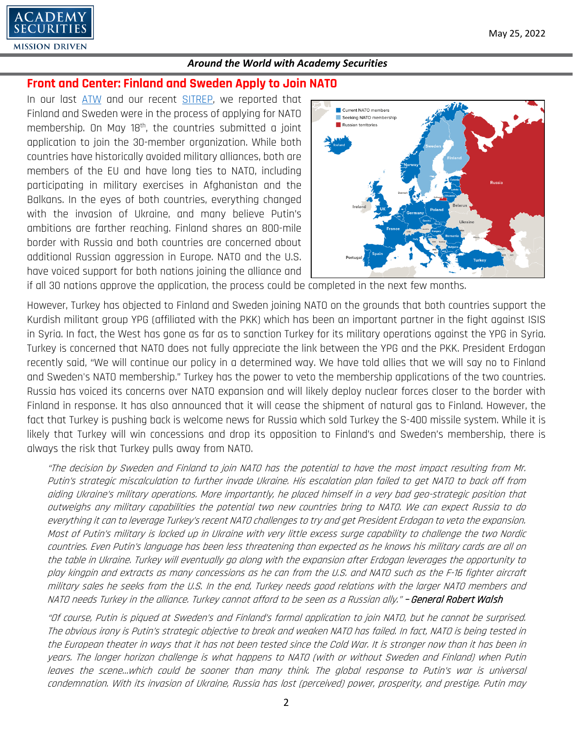## Front and Center: Finland and Sweden Apply to Join NATO

In our last ATW and our recent SITREP, we reported that Finland and Sweden were in the process of applying for NATO membership. On May 18th, the countries submitted a joint application to join the 30-member organization. While both countries have historically avoided military alliances, both are members of the EU and have long ties to NATO, including participating in military exercises in Afghanistan and the Balkans. In the eyes of both countries, everything changed with the invasion of Ukraine, and many believe Putin's ambitions are farther reaching. Finland shares an 800-mile border with Russia and both countries are concerned about additional Russian aggression in Europe. NATO and the U.S. have voiced support for both nations joining the alliance and if all 30 nations approve the application, the process could be completed in the next few months.

However, Turkey has objected to Finland and Sweden joining NATO on the grounds that both countries support the Kurdish militant group YPG (affiliated with the PKK) which has been an important partner in the fight against ISIS in Syria. In fact, the West has gone as far as to sanction Turkey for its military operations against the YPG in Syria. Turkey is concerned that NATO does not fully appreciate the link between the YPG and the PKK. President Erdogan recently said, "We will continue our policy in a determined way. We have told allies that we will say no to Finland and Sweden's NATO membership." Turkey has the power to veto the membership applications of the two countries. Russia has voiced its concerns over NATO expansion and will likely deploy nuclear forces closer to the border with Finland in response. It has also announced that it will cease the shipment of natural gas to Finland. However, the fact that Turkey is pushing back is welcome news for Russia which sold Turkey the S-400 missile system. While it is likely that Turkey will win concessions and drop its opposition to Finland's and Sweden's membership, there is always the risk that Turkey pulls away from NATO.

> *"The decision by Sweden and Finland to join NATO has the potential to have the most impact resulting from Mr. Putin's strategic miscalculation to further invade Ukraine. His escalation plan failed to get NATO to back off from aiding Ukraine's military operations. More importantly, he placed himself in a very bad geo-strategic position that outweighs any military capabilities the potential two new countries bring to NATO. We can expect Russia to do everything it can to leverage Turkey's recent NATO challenges to try and get President Erdogan to veto the expansion. Most of Putin's military is locked up in Ukraine with very little excess surge capability to challenge the two Nordic countries. Even Putin's language has been less threatening than expected as he knows his military cards are all on the table in Ukraine. Turkey will eventually go along with the expansion after Erdogan leverages the opportunity to play kingpin and extracts as many concessions as he can from the U.S. and NATO such as the F-16 fighter aircraft military sales he seeks from the U.S. In the end, Turkey needs good relations with the larger NATO members and NATO needs Turkey in the alliance. Turkey cannot afford to be seen as a Russian ally."* – ***General Robert Walsh***

> *"Of course, Putin is piqued at Sweden's and Finland's formal application to join NATO, but he cannot be surprised. The obvious irony is Putin's strategic objective to break and weaken NATO has failed. In fact, NATO is being tested in the European theater in ways that it has not been tested since the Cold War. It is stronger now than it has been in years. The longer horizon challenge is what happens to NATO (with or without Sweden and Finland) when Putin leaves the scene...which could be sooner than many think. The global response to Putin's war is universal condemnation. With its invasion of Ukraine, Russia has lost (perceived) power, prosperity, and prestige. Putin may*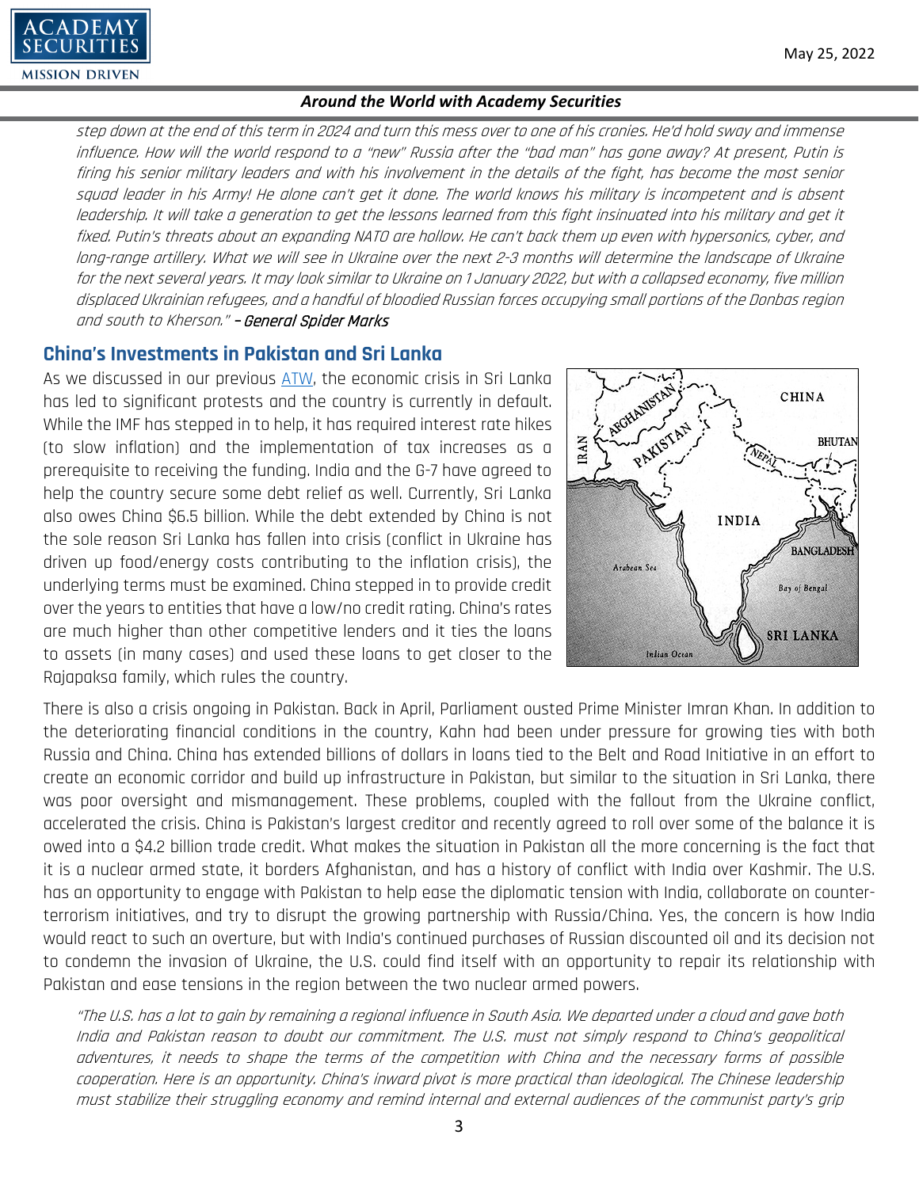*step down at the end of this term in 2024 and turn this mess over to one of his cronies. He'd hold sway and immense influence. How will the world respond to a "new" Russia after the "bad man" has gone away? At present, Putin is firing his senior military leaders and with his involvement in the details of the fight, has become the most senior squad leader in his Army! He alone can't get it done. The world knows his military is incompetent and is absent leadership. It will take a generation to get the lessons learned from this fight insinuated into his military and get it fixed. Putin's threats about an expanding NATO are hollow. He can't back them up even with hypersonics, cyber, and long-range artillery. What we will see in Ukraine over the next 2-3 months will determine the landscape of Ukraine for the next several years. It may look similar to Ukraine on 1 January 2022, but with a collapsed economy, five million displaced Ukrainian refugees, and a handful of bloodied Russian forces occupying small portions of the Donbas region and south to Kherson."* ***– General Spider Marks***

## China's Investments in Pakistan and Sri Lanka

As we discussed in our previous ATW, the economic crisis in Sri Lanka has led to significant protests and the country is currently in default. While the IMF has stepped in to help, it has required interest rate hikes (to slow inflation) and the implementation of tax increases as a prerequisite to receiving the funding. India and the G-7 have agreed to help the country secure some debt relief as well. Currently, Sri Lanka also owes China $6.5 billion. While the debt extended by China is not the sole reason Sri Lanka has fallen into crisis (conflict in Ukraine has driven up food/energy costs contributing to the inflation crisis), the underlying terms must be examined. China stepped in to provide credit over the years to entities that have a low/no credit rating. China's rates are much higher than other competitive lenders and it ties the loans to assets (in many cases) and used these loans to get closer to the Rajapaksa family, which rules the country.

There is also a crisis ongoing in Pakistan. Back in April, Parliament ousted Prime Minister Imran Khan. In addition to the deteriorating financial conditions in the country, Kahn had been under pressure for growing ties with both Russia and China. China has extended billions of dollars in loans tied to the Belt and Road Initiative in an effort to create an economic corridor and build up infrastructure in Pakistan, but similar to the situation in Sri Lanka, there was poor oversight and mismanagement. These problems, coupled with the fallout from the Ukraine conflict, accelerated the crisis. China is Pakistan's largest creditor and recently agreed to roll over some of the balance it is owed into a $4.2 billion trade credit. What makes the situation in Pakistan all the more concerning is the fact that it is a nuclear armed state, it borders Afghanistan, and has a history of conflict with India over Kashmir. The U.S. has an opportunity to engage with Pakistan to help ease the diplomatic tension with India, collaborate on counter-terrorism initiatives, and try to disrupt the growing partnership with Russia/China. Yes, the concern is how India would react to such an overture, but with India's continued purchases of Russian discounted oil and its decision not to condemn the invasion of Ukraine, the U.S. could find itself with an opportunity to repair its relationship with Pakistan and ease tensions in the region between the two nuclear armed powers.

*"The U.S. has a lot to gain by remaining a regional influence in South Asia. We departed under a cloud and gave both India and Pakistan reason to doubt our commitment. The U.S. must not simply respond to China's geopolitical adventures, it needs to shape the terms of the competition with China and the necessary forms of possible cooperation. Here is an opportunity. China's inward pivot is more practical than ideological. The Chinese leadership must stabilize their struggling economy and remind internal and external audiences of the communist party's grip*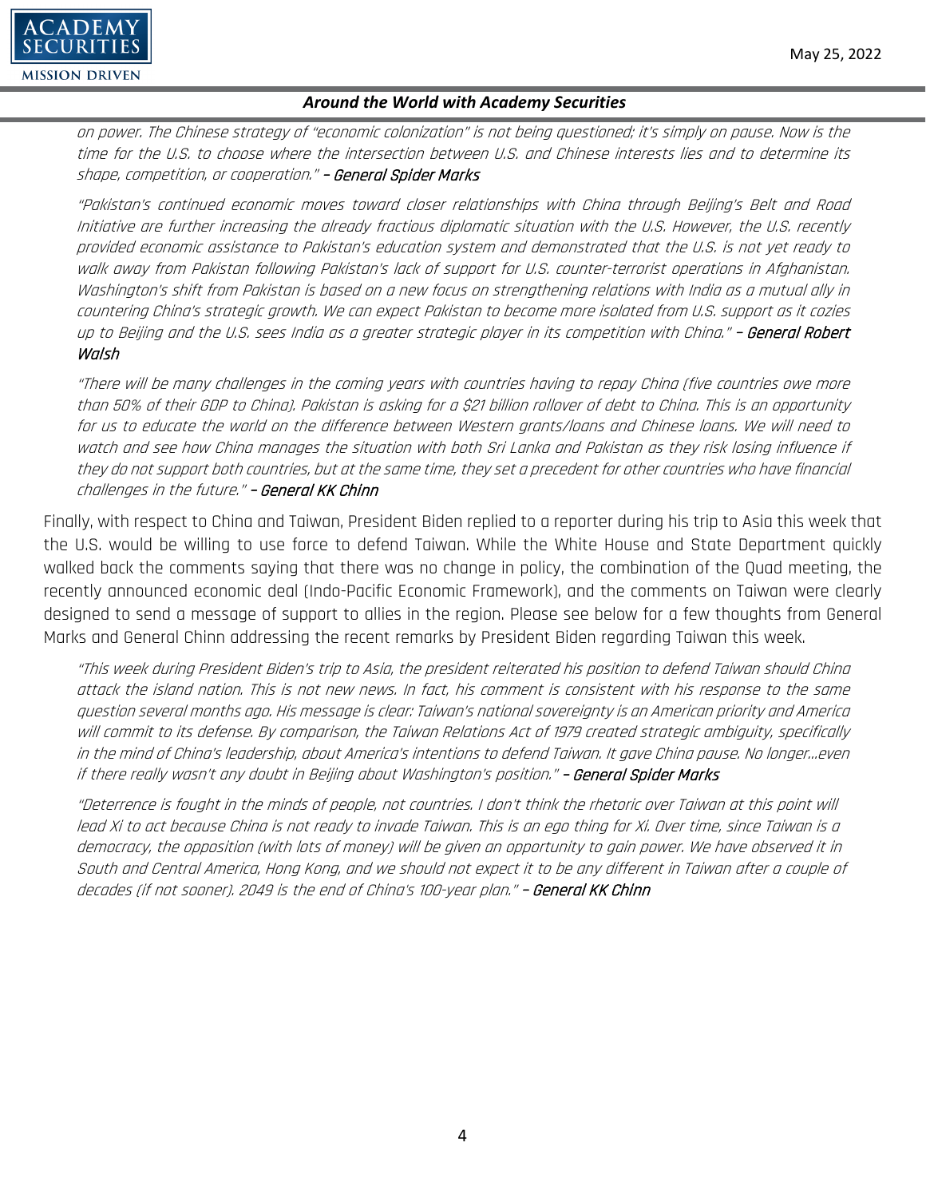*on power. The Chinese strategy of "economic colonization" is not being questioned; it's simply on pause. Now is the time for the U.S. to choose where the intersection between U.S. and Chinese interests lies and to determine its shape, competition, or cooperation." – **General Spider Marks***

*"Pakistan's continued economic moves toward closer relationships with China through Beijing's Belt and Road Initiative are further increasing the already fractious diplomatic situation with the U.S. However, the U.S. recently provided economic assistance to Pakistan's education system and demonstrated that the U.S. is not yet ready to walk away from Pakistan following Pakistan's lack of support for U.S. counter-terrorist operations in Afghanistan. Washington's shift from Pakistan is based on a new focus on strengthening relations with India as a mutual ally in countering China's strategic growth. We can expect Pakistan to become more isolated from U.S. support as it cozies up to Beijing and the U.S. sees India as a greater strategic player in its competition with China." – **General Robert Walsh***

*"There will be many challenges in the coming years with countries having to repay China (five countries owe more than 50% of their GDP to China). Pakistan is asking for a $21 billion rollover of debt to China. This is an opportunity for us to educate the world on the difference between Western grants/loans and Chinese loans. We will need to watch and see how China manages the situation with both Sri Lanka and Pakistan as they risk losing influence if they do not support both countries, but at the same time, they set a precedent for other countries who have financial challenges in the future." – **General KK Chinn***

Finally, with respect to China and Taiwan, President Biden replied to a reporter during his trip to Asia this week that the U.S. would be willing to use force to defend Taiwan. While the White House and State Department quickly walked back the comments saying that there was no change in policy, the combination of the Quad meeting, the recently announced economic deal (Indo-Pacific Economic Framework), and the comments on Taiwan were clearly designed to send a message of support to allies in the region. Please see below for a few thoughts from General Marks and General Chinn addressing the recent remarks by President Biden regarding Taiwan this week.

*"This week during President Biden's trip to Asia, the president reiterated his position to defend Taiwan should China attack the island nation. This is not new news. In fact, his comment is consistent with his response to the same question several months ago. His message is clear: Taiwan's national sovereignty is an American priority and America will commit to its defense. By comparison, the Taiwan Relations Act of 1979 created strategic ambiguity, specifically in the mind of China's leadership, about America's intentions to defend Taiwan. It gave China pause. No longer…even if there really wasn't any doubt in Beijing about Washington's position." – **General Spider Marks***

*"Deterrence is fought in the minds of people, not countries. I don't think the rhetoric over Taiwan at this point will lead Xi to act because China is not ready to invade Taiwan. This is an ego thing for Xi. Over time, since Taiwan is a democracy, the opposition (with lots of money) will be given an opportunity to gain power. We have observed it in South and Central America, Hong Kong, and we should not expect it to be any different in Taiwan after a couple of decades (if not sooner). 2049 is the end of China's 100-year plan." – **General KK Chinn***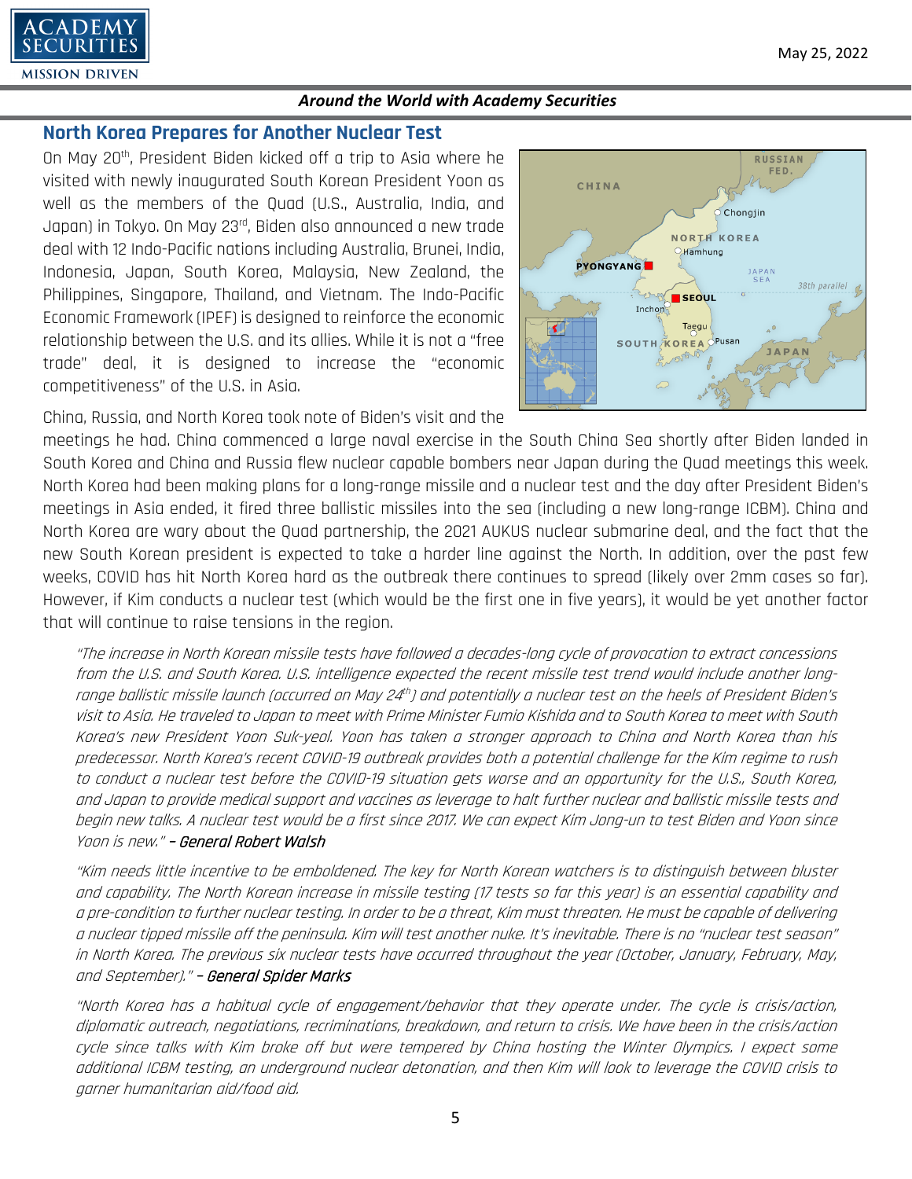## North Korea Prepares for Another Nuclear Test

On May 20th, President Biden kicked off a trip to Asia where he visited with newly inaugurated South Korean President Yoon as well as the members of the Quad (U.S., Australia, India, and Japan) in Tokyo. On May 23rd, Biden also announced a new trade deal with 12 Indo-Pacific nations including Australia, Brunei, India, Indonesia, Japan, South Korea, Malaysia, New Zealand, the Philippines, Singapore, Thailand, and Vietnam. The Indo-Pacific Economic Framework (IPEF) is designed to reinforce the economic relationship between the U.S. and its allies. While it is not a "free trade" deal, it is designed to increase the "economic competitiveness" of the U.S. in Asia.

China, Russia, and North Korea took note of Biden's visit and the meetings he had. China commenced a large naval exercise in the South China Sea shortly after Biden landed in South Korea and China and Russia flew nuclear capable bombers near Japan during the Quad meetings this week. North Korea had been making plans for a long-range missile and a nuclear test and the day after President Biden's meetings in Asia ended, it fired three ballistic missiles into the sea (including a new long-range ICBM). China and North Korea are wary about the Quad partnership, the 2021 AUKUS nuclear submarine deal, and the fact that the new South Korean president is expected to take a harder line against the North. In addition, over the past few weeks, COVID has hit North Korea hard as the outbreak there continues to spread (likely over 2mm cases so far). However, if Kim conducts a nuclear test (which would be the first one in five years), it would be yet another factor that will continue to raise tensions in the region.

*"The increase in North Korean missile tests have followed a decades-long cycle of provocation to extract concessions from the U.S. and South Korea. U.S. intelligence expected the recent missile test trend would include another long-range ballistic missile launch (occurred on May 24th) and potentially a nuclear test on the heels of President Biden's visit to Asia. He traveled to Japan to meet with Prime Minister Fumio Kishida and to South Korea to meet with South Korea's new President Yoon Suk-yeol. Yoon has taken a stronger approach to China and North Korea than his predecessor. North Korea's recent COVID-19 outbreak provides both a potential challenge for the Kim regime to rush to conduct a nuclear test before the COVID-19 situation gets worse and an opportunity for the U.S., South Korea, and Japan to provide medical support and vaccines as leverage to halt further nuclear and ballistic missile tests and begin new talks. A nuclear test would be a first since 2017. We can expect Kim Jong-un to test Biden and Yoon since Yoon is new."* – **General Robert Walsh**

*"Kim needs little incentive to be emboldened. The key for North Korean watchers is to distinguish between bluster and capability. The North Korean increase in missile testing (17 tests so far this year) is an essential capability and a pre-condition to further nuclear testing. In order to be a threat, Kim must threaten. He must be capable of delivering a nuclear tipped missile off the peninsula. Kim will test another nuke. It's inevitable. There is no "nuclear test season" in North Korea. The previous six nuclear tests have occurred throughout the year (October, January, February, May, and September)."* – **General Spider Marks**

*"North Korea has a habitual cycle of engagement/behavior that they operate under. The cycle is crisis/action, diplomatic outreach, negotiations, recriminations, breakdown, and return to crisis. We have been in the crisis/action cycle since talks with Kim broke off but were tempered by China hosting the Winter Olympics. I expect some additional ICBM testing, an underground nuclear detonation, and then Kim will look to leverage the COVID crisis to garner humanitarian aid/food aid.*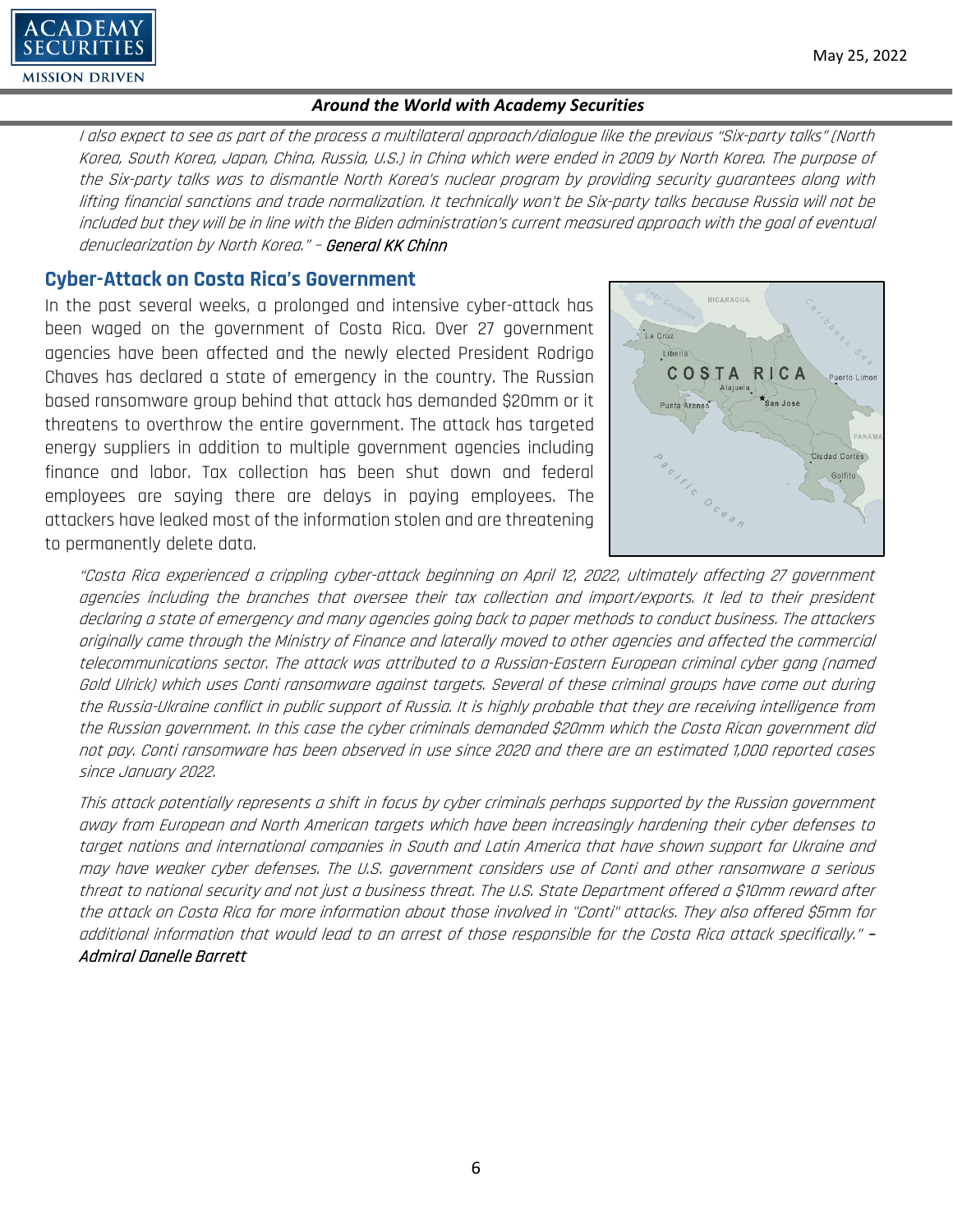*I also expect to see as part of the process a multilateral approach/dialogue like the previous "Six-party talks" (North Korea, South Korea, Japan, China, Russia, U.S.) in China which were ended in 2009 by North Korea. The purpose of the Six-party talks was to dismantle North Korea's nuclear program by providing security guarantees along with lifting financial sanctions and trade normalization. It technically won't be Six-party talks because Russia will not be included but they will be in line with the Biden administration's current measured approach with the goal of eventual denuclearization by North Korea." – General KK Chinn*

## Cyber-Attack on Costa Rica's Government

In the past several weeks, a prolonged and intensive cyber-attack has been waged on the government of Costa Rica. Over 27 government agencies have been affected and the newly elected President Rodrigo Chaves has declared a state of emergency in the country. The Russian based ransomware group behind that attack has demanded $20mm or it threatens to overthrow the entire government. The attack has targeted energy suppliers in addition to multiple government agencies including finance and labor. Tax collection has been shut down and federal employees are saying there are delays in paying employees. The attackers have leaked most of the information stolen and are threatening to permanently delete data.

*"Costa Rica experienced a crippling cyber-attack beginning on April 12, 2022, ultimately affecting 27 government agencies including the branches that oversee their tax collection and import/exports. It led to their president declaring a state of emergency and many agencies going back to paper methods to conduct business. The attackers originally came through the Ministry of Finance and laterally moved to other agencies and affected the commercial telecommunications sector. The attack was attributed to a Russian-Eastern European criminal cyber gang (named Gold Ulrick) which uses Conti ransomware against targets. Several of these criminal groups have come out during the Russia-Ukraine conflict in public support of Russia. It is highly probable that they are receiving intelligence from the Russian government. In this case the cyber criminals demanded $20mm which the Costa Rican government did not pay. Conti ransomware has been observed in use since 2020 and there are an estimated 1,000 reported cases since January 2022.*

*This attack potentially represents a shift in focus by cyber criminals perhaps supported by the Russian government away from European and North American targets which have been increasingly hardening their cyber defenses to target nations and international companies in South and Latin America that have shown support for Ukraine and may have weaker cyber defenses. The U.S. government considers use of Conti and other ransomware a serious threat to national security and not just a business threat. The U.S. State Department offered a $10mm reward after the attack on Costa Rica for more information about those involved in "Conti" attacks. They also offered $5mm for additional information that would lead to an arrest of those responsible for the Costa Rica attack specifically." – Admiral Danelle Barrett*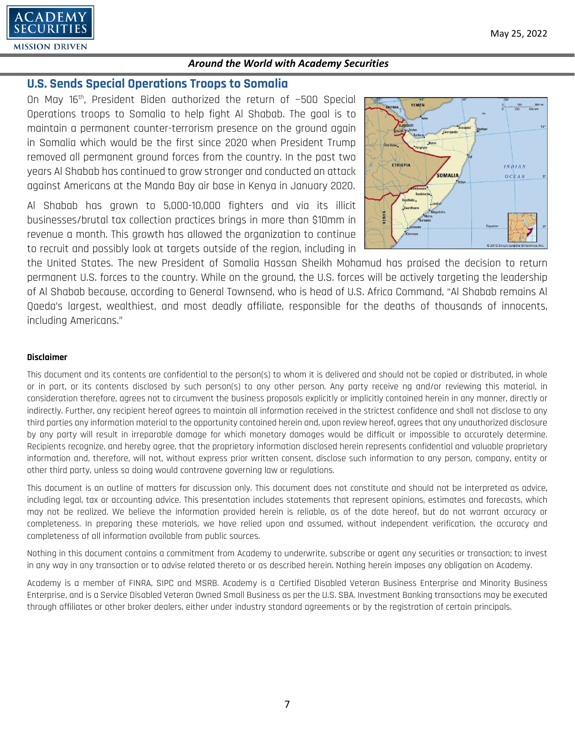*Around the World with Academy Securities*

## U.S. Sends Special Operations Troops to Somalia

On May 16th, President Biden authorized the return of ~500 Special Operations troops to Somalia to help fight Al Shabab. The goal is to maintain a permanent counter-terrorism presence on the ground again in Somalia which would be the first since 2020 when President Trump removed all permanent ground forces from the country. In the past two years Al Shabab has continued to grow stronger and conducted an attack against Americans at the Manda Bay air base in Kenya in January 2020.

Al Shabab has grown to 5,000-10,000 fighters and via its illicit businesses/brutal tax collection practices brings in more than $10mm in revenue a month. This growth has allowed the organization to continue to recruit and possibly look at targets outside of the region, including in the United States. The new President of Somalia Hassan Sheikh Mohamud has praised the decision to return permanent U.S. forces to the country. While on the ground, the U.S. forces will be actively targeting the leadership of Al Shabab because, according to General Townsend, who is head of U.S. Africa Command, "Al Shabab remains Al Qaeda's largest, wealthiest, and most deadly affiliate, responsible for the deaths of thousands of innocents, including Americans."

**Disclaimer**

This document and its contents are confidential to the person(s) to whom it is delivered and should not be copied or distributed, in whole or in part, or its contents disclosed by such person(s) to any other person. Any party receive ng and/or reviewing this material, in consideration therefore, agrees not to circumvent the business proposals explicitly or implicitly contained herein in any manner, directly or indirectly. Further, any recipient hereof agrees to maintain all information received in the strictest confidence and shall not disclose to any third parties any information material to the opportunity contained herein and, upon review hereof, agrees that any unauthorized disclosure by any party will result in irreparable damage for which monetary damages would be difficult or impossible to accurately determine. Recipients recognize, and hereby agree, that the proprietary information disclosed herein represents confidential and valuable proprietary information and, therefore, will not, without express prior written consent, disclose such information to any person, company, entity or other third party, unless so doing would contravene governing law or regulations.

This document is an outline of matters for discussion only. This document does not constitute and should not be interpreted as advice, including legal, tax or accounting advice. This presentation includes statements that represent opinions, estimates and forecasts, which may not be realized. We believe the information provided herein is reliable, as of the date hereof, but do not warrant accuracy or completeness. In preparing these materials, we have relied upon and assumed, without independent verification, the accuracy and completeness of all information available from public sources.

Nothing in this document contains a commitment from Academy to underwrite, subscribe or agent any securities or transaction; to invest in any way in any transaction or to advise related thereto or as described herein. Nothing herein imposes any obligation on Academy.

Academy is a member of FINRA, SIPC and MSRB. Academy is a Certified Disabled Veteran Business Enterprise and Minority Business Enterprise, and is a Service Disabled Veteran Owned Small Business as per the U.S. SBA. Investment Banking transactions may be executed through affiliates or other broker dealers, either under industry standard agreements or by the registration of certain principals.